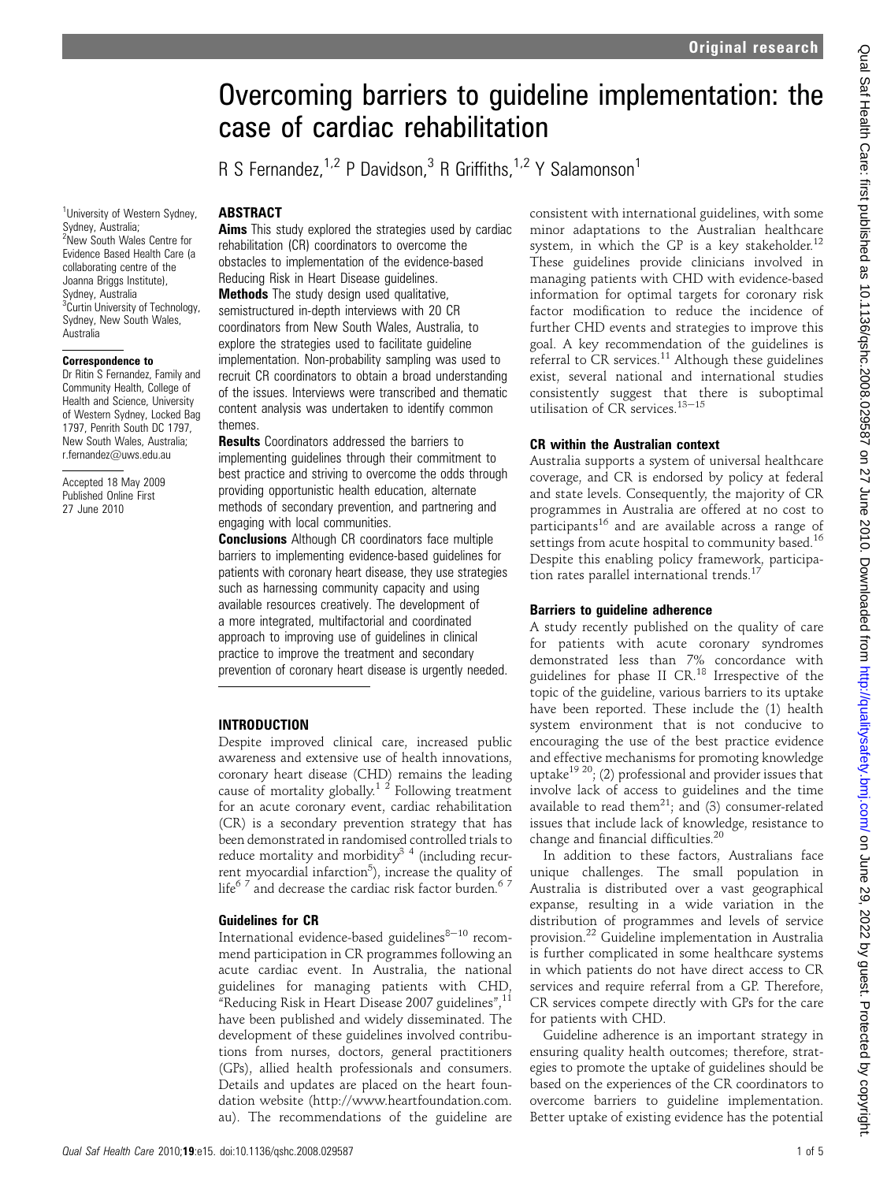# Overcoming barriers to guideline implementation: the case of cardiac rehabilitation

R S Fernandez,[1,2] P Davidson,[3] R Griffiths,[1,2] Y Salamonson[1]

[1]University of Western Sydney, Sydney, Australia; [2]New South Wales Centre for Evidence Based Health Care (a collaborating centre of the Joanna Briggs Institute), Sydney, Australia [3]Curtin University of Technology, Sydney, New South Wales, Australia

**Correspondence to**
Dr Ritin S Fernandez, Family and Community Health, College of Health and Science, University of Western Sydney, Locked Bag 1797, Penrith South DC 1797, New South Wales, Australia; r.fernandez@uws.edu.au

Accepted 18 May 2009
Published Online First 27 June 2010

## ABSTRACT

**Aims** This study explored the strategies used by cardiac rehabilitation (CR) coordinators to overcome the obstacles to implementation of the evidence-based Reducing Risk in Heart Disease guidelines.

**Methods** The study design used qualitative, semistructured in-depth interviews with 20 CR coordinators from New South Wales, Australia, to explore the strategies used to facilitate guideline implementation. Non-probability sampling was used to recruit CR coordinators to obtain a broad understanding of the issues. Interviews were transcribed and thematic content analysis was undertaken to identify common themes.

**Results** Coordinators addressed the barriers to implementing guidelines through their commitment to best practice and striving to overcome the odds through providing opportunistic health education, alternate methods of secondary prevention, and partnering and engaging with local communities.

**Conclusions** Although CR coordinators face multiple barriers to implementing evidence-based guidelines for patients with coronary heart disease, they use strategies such as harnessing community capacity and using available resources creatively. The development of a more integrated, multifactorial and coordinated approach to improving use of guidelines in clinical practice to improve the treatment and secondary prevention of coronary heart disease is urgently needed.

## INTRODUCTION

Despite improved clinical care, increased public awareness and extensive use of health innovations, coronary heart disease (CHD) remains the leading cause of mortality globally.[1 2] Following treatment for an acute coronary event, cardiac rehabilitation (CR) is a secondary prevention strategy that has been demonstrated in randomised controlled trials to reduce mortality and morbidity[3 4] (including recurrent myocardial infarction[5]), increase the quality of life[6 7] and decrease the cardiac risk factor burden.[6 7]

### Guidelines for CR

International evidence-based guidelines[8–10] recommend participation in CR programmes following an acute cardiac event. In Australia, the national guidelines for managing patients with CHD, "Reducing Risk in Heart Disease 2007 guidelines",[11] have been published and widely disseminated. The development of these guidelines involved contributions from nurses, doctors, general practitioners (GPs), allied health professionals and consumers. Details and updates are placed on the heart foundation website (http://www.heartfoundation.com.au). The recommendations of the guideline are consistent with international guidelines, with some minor adaptations to the Australian healthcare system, in which the GP is a key stakeholder.[12] These guidelines provide clinicians involved in managing patients with CHD with evidence-based information for optimal targets for coronary risk factor modification to reduce the incidence of further CHD events and strategies to improve this goal. A key recommendation of the guidelines is referral to CR services.[11] Although these guidelines exist, several national and international studies consistently suggest that there is suboptimal utilisation of CR services.[13–15]

### CR within the Australian context

Australia supports a system of universal healthcare coverage, and CR is endorsed by policy at federal and state levels. Consequently, the majority of CR programmes in Australia are offered at no cost to participants[16] and are available across a range of settings from acute hospital to community based.[16] Despite this enabling policy framework, participation rates parallel international trends.[17]

### Barriers to guideline adherence

A study recently published on the quality of care for patients with acute coronary syndromes demonstrated less than 7% concordance with guidelines for phase II CR.[18] Irrespective of the topic of the guideline, various barriers to its uptake have been reported. These include the (1) health system environment that is not conducive to encouraging the use of the best practice evidence and effective mechanisms for promoting knowledge uptake[19 20]; (2) professional and provider issues that involve lack of access to guidelines and the time available to read them[21]; and (3) consumer-related issues that include lack of knowledge, resistance to change and financial difficulties.[20]

In addition to these factors, Australians face unique challenges. The small population in Australia is distributed over a vast geographical expanse, resulting in a wide variation in the distribution of programmes and levels of service provision.[22] Guideline implementation in Australia is further complicated in some healthcare systems in which patients do not have direct access to CR services and require referral from a GP. Therefore, CR services compete directly with GPs for the care for patients with CHD.

Guideline adherence is an important strategy in ensuring quality health outcomes; therefore, strategies to promote the uptake of guidelines should be based on the experiences of the CR coordinators to overcome barriers to guideline implementation. Better uptake of existing evidence has the potential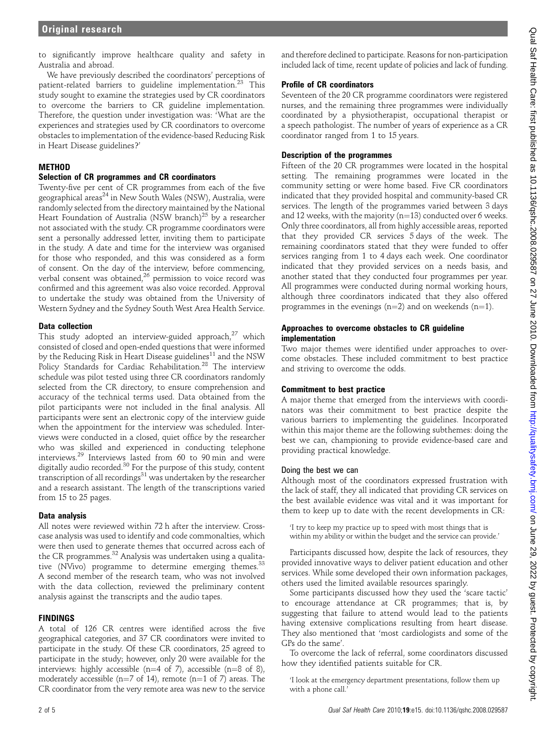to significantly improve healthcare quality and safety in Australia and abroad.

We have previously described the coordinators' perceptions of patient-related barriers to guideline implementation.[23] This study sought to examine the strategies used by CR coordinators to overcome the barriers to CR guideline implementation. Therefore, the question under investigation was: 'What are the experiences and strategies used by CR coordinators to overcome obstacles to implementation of the evidence-based Reducing Risk in Heart Disease guidelines?'

## METHOD

### Selection of CR programmes and CR coordinators

Twenty-five per cent of CR programmes from each of the five geographical areas[24] in New South Wales (NSW), Australia, were randomly selected from the directory maintained by the National Heart Foundation of Australia (NSW branch)[25] by a researcher not associated with the study. CR programme coordinators were sent a personally addressed letter, inviting them to participate in the study. A date and time for the interview was organised for those who responded, and this was considered as a form of consent. On the day of the interview, before commencing, verbal consent was obtained,[26] permission to voice record was confirmed and this agreement was also voice recorded. Approval to undertake the study was obtained from the University of Western Sydney and the Sydney South West Area Health Service.

### Data collection

This study adopted an interview-guided approach,[27] which consisted of closed and open-ended questions that were informed by the Reducing Risk in Heart Disease guidelines[11] and the NSW Policy Standards for Cardiac Rehabilitation.[28] The interview schedule was pilot tested using three CR coordinators randomly selected from the CR directory, to ensure comprehension and accuracy of the technical terms used. Data obtained from the pilot participants were not included in the final analysis. All participants were sent an electronic copy of the interview guide when the appointment for the interview was scheduled. Interviews were conducted in a closed, quiet office by the researcher who was skilled and experienced in conducting telephone interviews.[29] Interviews lasted from 60 to 90 min and were digitally audio recorded.[30] For the purpose of this study, content transcription of all recordings[31] was undertaken by the researcher and a research assistant. The length of the transcriptions varied from 15 to 25 pages.

### Data analysis

All notes were reviewed within 72 h after the interview. Cross-case analysis was used to identify and code commonalties, which were then used to generate themes that occurred across each of the CR programmes.[32] Analysis was undertaken using a qualitative (NVivo) programme to determine emerging themes.[33] A second member of the research team, who was not involved with the data collection, reviewed the preliminary content analysis against the transcripts and the audio tapes.

## FINDINGS

A total of 126 CR centres were identified across the five geographical categories, and 37 CR coordinators were invited to participate in the study. Of these CR coordinators, 25 agreed to participate in the study; however, only 20 were available for the interviews: highly accessible (n=4 of 7), accessible (n=8 of 8), moderately accessible (n=7 of 14), remote (n=1 of 7) areas. The CR coordinator from the very remote area was new to the service and therefore declined to participate. Reasons for non-participation included lack of time, recent update of policies and lack of funding.

### Profile of CR coordinators

Seventeen of the 20 CR programme coordinators were registered nurses, and the remaining three programmes were individually coordinated by a physiotherapist, occupational therapist or a speech pathologist. The number of years of experience as a CR coordinator ranged from 1 to 15 years.

### Description of the programmes

Fifteen of the 20 CR programmes were located in the hospital setting. The remaining programmes were located in the community setting or were home based. Five CR coordinators indicated that they provided hospital and community-based CR services. The length of the programmes varied between 3 days and 12 weeks, with the majority (n=13) conducted over 6 weeks. Only three coordinators, all from highly accessible areas, reported that they provided CR services 5 days of the week. The remaining coordinators stated that they were funded to offer services ranging from 1 to 4 days each week. One coordinator indicated that they provided services on a needs basis, and another stated that they conducted four programmes per year. All programmes were conducted during normal working hours, although three coordinators indicated that they also offered programmes in the evenings (n=2) and on weekends (n=1).

### Approaches to overcome obstacles to CR guideline implementation

Two major themes were identified under approaches to overcome obstacles. These included commitment to best practice and striving to overcome the odds.

### Commitment to best practice

A major theme that emerged from the interviews with coordinators was their commitment to best practice despite the various barriers to implementing the guidelines. Incorporated within this major theme are the following subthemes: doing the best we can, championing to provide evidence-based care and providing practical knowledge.

#### Doing the best we can

Although most of the coordinators expressed frustration with the lack of staff, they all indicated that providing CR services on the best available evidence was vital and it was important for them to keep up to date with the recent developments in CR:

> 'I try to keep my practice up to speed with most things that is within my ability or within the budget and the service can provide.'

Participants discussed how, despite the lack of resources, they provided innovative ways to deliver patient education and other services. While some developed their own information packages, others used the limited available resources sparingly.

Some participants discussed how they used the 'scare tactic' to encourage attendance at CR programmes; that is, by suggesting that failure to attend would lead to the patients having extensive complications resulting from heart disease. They also mentioned that 'most cardiologists and some of the GPs do the same'.

To overcome the lack of referral, some coordinators discussed how they identified patients suitable for CR.

> 'I look at the emergency department presentations, follow them up with a phone call.'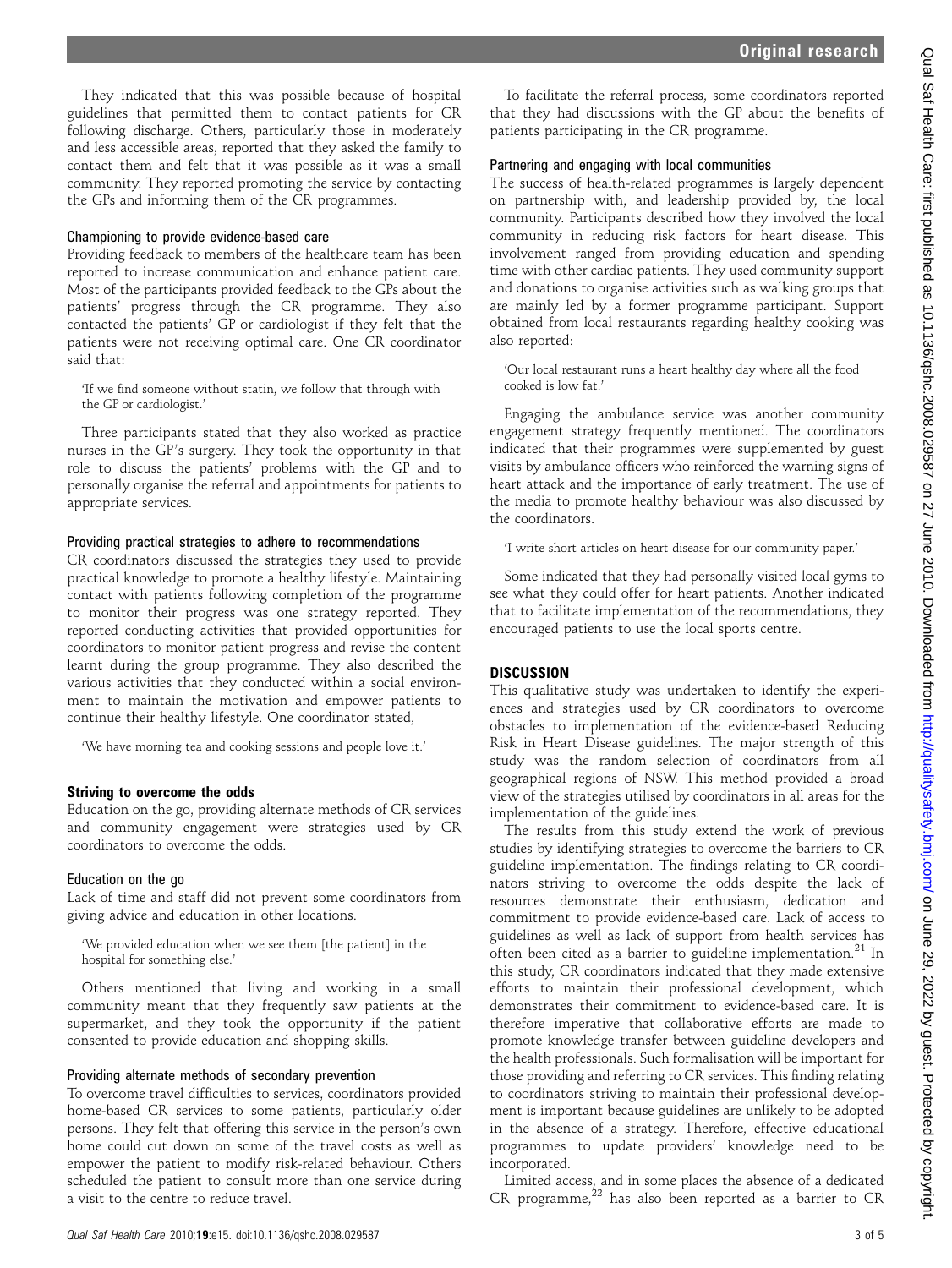They indicated that this was possible because of hospital guidelines that permitted them to contact patients for CR following discharge. Others, particularly those in moderately and less accessible areas, reported that they asked the family to contact them and felt that it was possible as it was a small community. They reported promoting the service by contacting the GPs and informing them of the CR programmes.

#### Championing to provide evidence-based care

Providing feedback to members of the healthcare team has been reported to increase communication and enhance patient care. Most of the participants provided feedback to the GPs about the patients' progress through the CR programme. They also contacted the patients' GP or cardiologist if they felt that the patients were not receiving optimal care. One CR coordinator said that:

> 'If we find someone without statin, we follow that through with the GP or cardiologist.'

Three participants stated that they also worked as practice nurses in the GP's surgery. They took the opportunity in that role to discuss the patients' problems with the GP and to personally organise the referral and appointments for patients to appropriate services.

#### Providing practical strategies to adhere to recommendations

CR coordinators discussed the strategies they used to provide practical knowledge to promote a healthy lifestyle. Maintaining contact with patients following completion of the programme to monitor their progress was one strategy reported. They reported conducting activities that provided opportunities for coordinators to monitor patient progress and revise the content learnt during the group programme. They also described the various activities that they conducted within a social environment to maintain the motivation and empower patients to continue their healthy lifestyle. One coordinator stated,

> 'We have morning tea and cooking sessions and people love it.'

### Striving to overcome the odds

Education on the go, providing alternate methods of CR services and community engagement were strategies used by CR coordinators to overcome the odds.

#### Education on the go

Lack of time and staff did not prevent some coordinators from giving advice and education in other locations.

> 'We provided education when we see them [the patient] in the hospital for something else.'

Others mentioned that living and working in a small community meant that they frequently saw patients at the supermarket, and they took the opportunity if the patient consented to provide education and shopping skills.

#### Providing alternate methods of secondary prevention

To overcome travel difficulties to services, coordinators provided home-based CR services to some patients, particularly older persons. They felt that offering this service in the person's own home could cut down on some of the travel costs as well as empower the patient to modify risk-related behaviour. Others scheduled the patient to consult more than one service during a visit to the centre to reduce travel.

To facilitate the referral process, some coordinators reported that they had discussions with the GP about the benefits of patients participating in the CR programme.

#### Partnering and engaging with local communities

The success of health-related programmes is largely dependent on partnership with, and leadership provided by, the local community. Participants described how they involved the local community in reducing risk factors for heart disease. This involvement ranged from providing education and spending time with other cardiac patients. They used community support and donations to organise activities such as walking groups that are mainly led by a former programme participant. Support obtained from local restaurants regarding healthy cooking was also reported:

> 'Our local restaurant runs a heart healthy day where all the food cooked is low fat.'

Engaging the ambulance service was another community engagement strategy frequently mentioned. The coordinators indicated that their programmes were supplemented by guest visits by ambulance officers who reinforced the warning signs of heart attack and the importance of early treatment. The use of the media to promote healthy behaviour was also discussed by the coordinators.

> 'I write short articles on heart disease for our community paper.'

Some indicated that they had personally visited local gyms to see what they could offer for heart patients. Another indicated that to facilitate implementation of the recommendations, they encouraged patients to use the local sports centre.

## DISCUSSION

This qualitative study was undertaken to identify the experiences and strategies used by CR coordinators to overcome obstacles to implementation of the evidence-based Reducing Risk in Heart Disease guidelines. The major strength of this study was the random selection of coordinators from all geographical regions of NSW. This method provided a broad view of the strategies utilised by coordinators in all areas for the implementation of the guidelines.

The results from this study extend the work of previous studies by identifying strategies to overcome the barriers to CR guideline implementation. The findings relating to CR coordinators striving to overcome the odds despite the lack of resources demonstrate their enthusiasm, dedication and commitment to provide evidence-based care. Lack of access to guidelines as well as lack of support from health services has often been cited as a barrier to guideline implementation.[21] In this study, CR coordinators indicated that they made extensive efforts to maintain their professional development, which demonstrates their commitment to evidence-based care. It is therefore imperative that collaborative efforts are made to promote knowledge transfer between guideline developers and the health professionals. Such formalisation will be important for those providing and referring to CR services. This finding relating to coordinators striving to maintain their professional development is important because guidelines are unlikely to be adopted in the absence of a strategy. Therefore, effective educational programmes to update providers' knowledge need to be incorporated.

Limited access, and in some places the absence of a dedicated CR programme,[22] has also been reported as a barrier to CR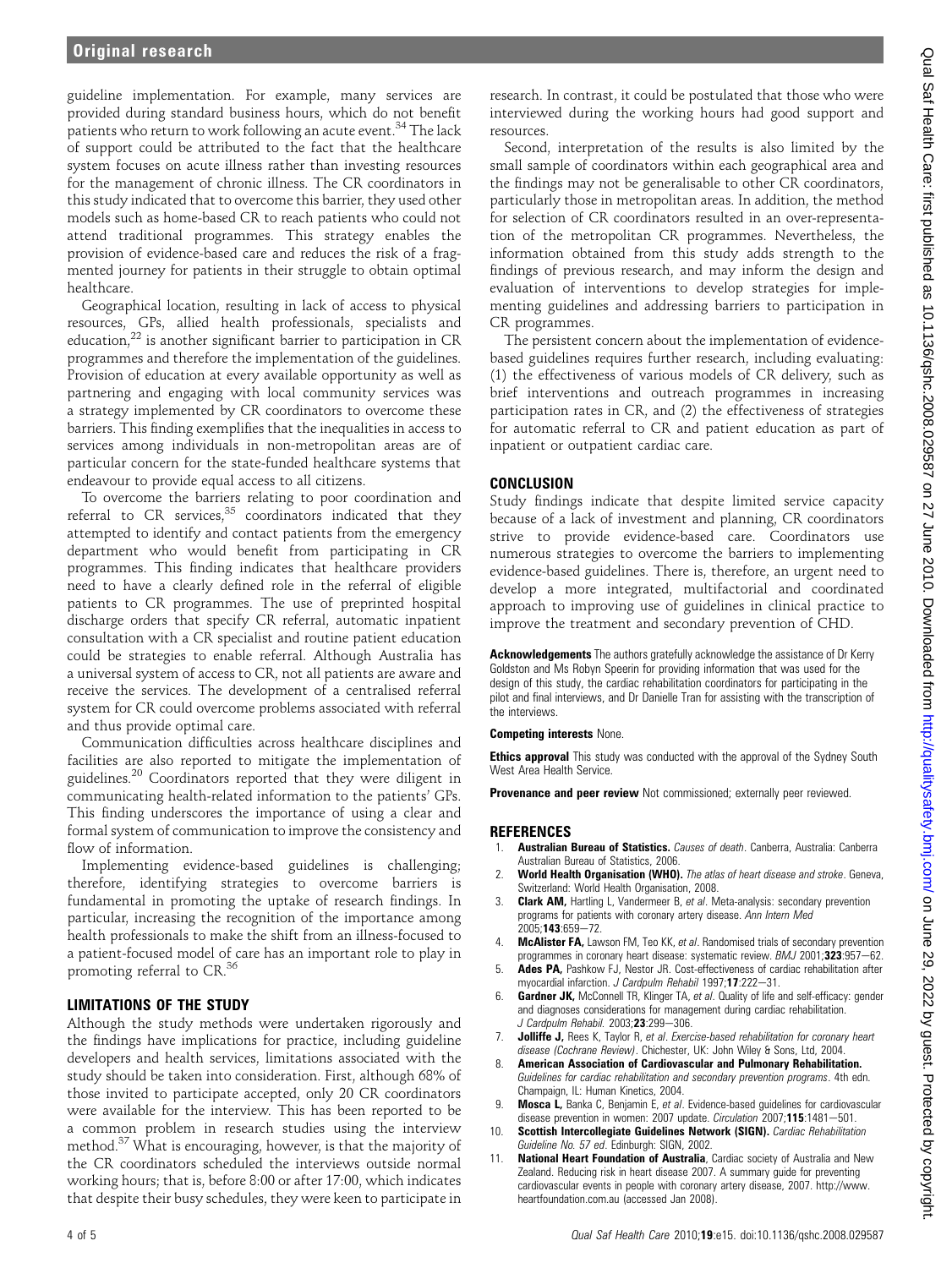guideline implementation. For example, many services are provided during standard business hours, which do not benefit patients who return to work following an acute event.[34] The lack of support could be attributed to the fact that the healthcare system focuses on acute illness rather than investing resources for the management of chronic illness. The CR coordinators in this study indicated that to overcome this barrier, they used other models such as home-based CR to reach patients who could not attend traditional programmes. This strategy enables the provision of evidence-based care and reduces the risk of a fragmented journey for patients in their struggle to obtain optimal healthcare.

Geographical location, resulting in lack of access to physical resources, GPs, allied health professionals, specialists and education,[22] is another significant barrier to participation in CR programmes and therefore the implementation of the guidelines. Provision of education at every available opportunity as well as partnering and engaging with local community services was a strategy implemented by CR coordinators to overcome these barriers. This finding exemplifies that the inequalities in access to services among individuals in non-metropolitan areas are of particular concern for the state-funded healthcare systems that endeavour to provide equal access to all citizens.

To overcome the barriers relating to poor coordination and referral to CR services,[35] coordinators indicated that they attempted to identify and contact patients from the emergency department who would benefit from participating in CR programmes. This finding indicates that healthcare providers need to have a clearly defined role in the referral of eligible patients to CR programmes. The use of preprinted hospital discharge orders that specify CR referral, automatic inpatient consultation with a CR specialist and routine patient education could be strategies to enable referral. Although Australia has a universal system of access to CR, not all patients are aware and receive the services. The development of a centralised referral system for CR could overcome problems associated with referral and thus provide optimal care.

Communication difficulties across healthcare disciplines and facilities are also reported to mitigate the implementation of guidelines.[20] Coordinators reported that they were diligent in communicating health-related information to the patients' GPs. This finding underscores the importance of using a clear and formal system of communication to improve the consistency and flow of information.

Implementing evidence-based guidelines is challenging; therefore, identifying strategies to overcome barriers is fundamental in promoting the uptake of research findings. In particular, increasing the recognition of the importance among health professionals to make the shift from an illness-focused to a patient-focused model of care has an important role to play in promoting referral to CR.[36]

## LIMITATIONS OF THE STUDY

Although the study methods were undertaken rigorously and the findings have implications for practice, including guideline developers and health services, limitations associated with the study should be taken into consideration. First, although 68% of those invited to participate accepted, only 20 CR coordinators were available for the interview. This has been reported to be a common problem in research studies using the interview method.[37] What is encouraging, however, is that the majority of the CR coordinators scheduled the interviews outside normal working hours; that is, before 8:00 or after 17:00, which indicates that despite their busy schedules, they were keen to participate in research. In contrast, it could be postulated that those who were interviewed during the working hours had good support and resources.

Second, interpretation of the results is also limited by the small sample of coordinators within each geographical area and the findings may not be generalisable to other CR coordinators, particularly those in metropolitan areas. In addition, the method for selection of CR coordinators resulted in an over-representation of the metropolitan CR programmes. Nevertheless, the information obtained from this study adds strength to the findings of previous research, and may inform the design and evaluation of interventions to develop strategies for implementing guidelines and addressing barriers to participation in CR programmes.

The persistent concern about the implementation of evidence-based guidelines requires further research, including evaluating: (1) the effectiveness of various models of CR delivery, such as brief interventions and outreach programmes in increasing participation rates in CR, and (2) the effectiveness of strategies for automatic referral to CR and patient education as part of inpatient or outpatient cardiac care.

## CONCLUSION

Study findings indicate that despite limited service capacity because of a lack of investment and planning, CR coordinators strive to provide evidence-based care. Coordinators use numerous strategies to overcome the barriers to implementing evidence-based guidelines. There is, therefore, an urgent need to develop a more integrated, multifactorial and coordinated approach to improving use of guidelines in clinical practice to improve the treatment and secondary prevention of CHD.

**Acknowledgements** The authors gratefully acknowledge the assistance of Dr Kerry Goldston and Ms Robyn Speerin for providing information that was used for the design of this study, the cardiac rehabilitation coordinators for participating in the pilot and final interviews, and Dr Danielle Tran for assisting with the transcription of the interviews.

**Competing interests** None.

**Ethics approval** This study was conducted with the approval of the Sydney South West Area Health Service.

**Provenance and peer review** Not commissioned; externally peer reviewed.

## REFERENCES

1. **Australian Bureau of Statistics.** *Causes of death*. Canberra, Australia: Canberra Australian Bureau of Statistics, 2006.
2. **World Health Organisation (WHO).** *The atlas of heart disease and stroke*. Geneva, Switzerland: World Health Organisation, 2008.
3. **Clark AM,** Hartling L, Vandermeer B, *et al*. Meta-analysis: secondary prevention programs for patients with coronary artery disease. *Ann Intern Med* 2005;**143**:659—72.
4. **McAlister FA,** Lawson FM, Teo KK, *et al*. Randomised trials of secondary prevention programmes in coronary heart disease: systematic review. *BMJ* 2001;**323**:957—62.
5. **Ades PA,** Pashkow FJ, Nestor JR. Cost-effectiveness of cardiac rehabilitation after myocardial infarction. *J Cardpulm Rehabil* 1997;**17**:222—31.
6. **Gardner JK,** McConnell TR, Klinger TA, *et al*. Quality of life and self-efficacy: gender and diagnoses considerations for management during cardiac rehabilitation. *J Cardpulm Rehabil*. 2003;**23**:299—306.
7. **Jolliffe J,** Rees K, Taylor R, *et al*. *Exercise-based rehabilitation for coronary heart disease (Cochrane Review)*. Chichester, UK: John Wiley & Sons, Ltd, 2004.
8. **American Association of Cardiovascular and Pulmonary Rehabilitation.** *Guidelines for cardiac rehabilitation and secondary prevention programs*. 4th edn. Champaign, IL: Human Kinetics, 2004.
9. **Mosca L,** Banka C, Benjamin E, *et al*. Evidence-based guidelines for cardiovascular disease prevention in women: 2007 update. *Circulation* 2007;**115**:1481—501.
10. **Scottish Intercollegiate Guidelines Network (SIGN).** *Cardiac Rehabilitation Guideline No. 57 ed*. Edinburgh: SIGN, 2002.
11. **National Heart Foundation of Australia,** Cardiac society of Australia and New Zealand. Reducing risk in heart disease 2007. A summary guide for preventing cardiovascular events in people with coronary artery disease, 2007. http://www.heartfoundation.com.au (accessed Jan 2008).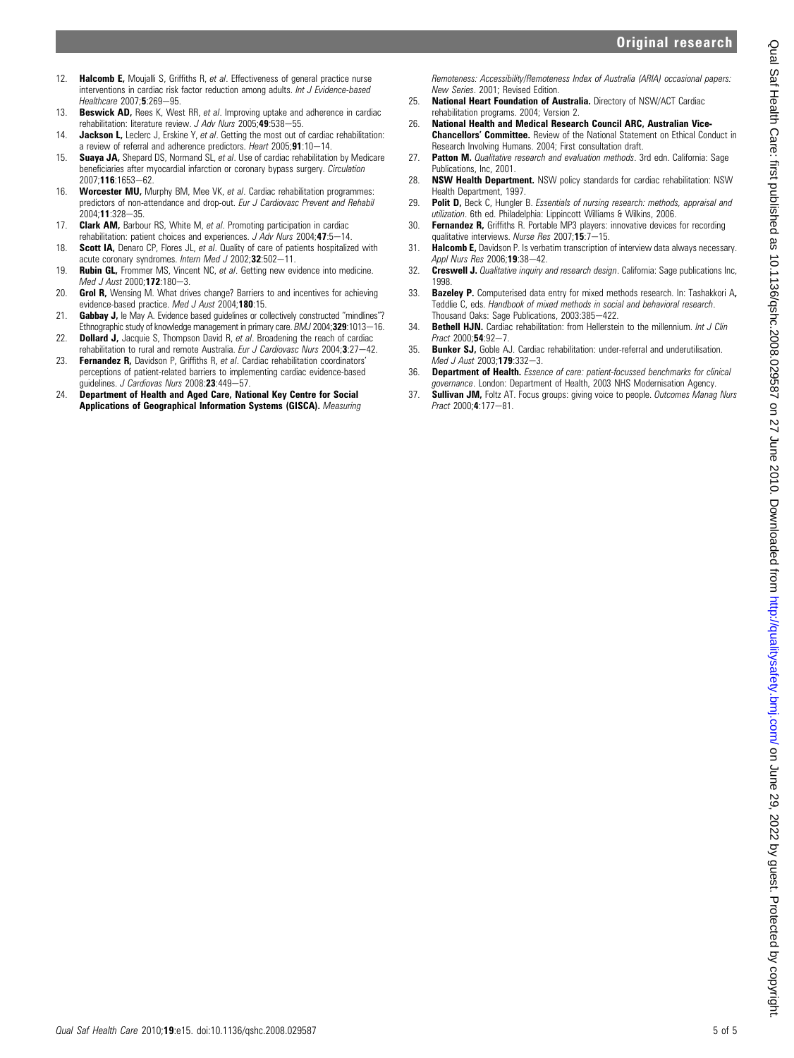12. **Halcomb E,** Moujalli S, Griffiths R, *et al*. Effectiveness of general practice nurse interventions in cardiac risk factor reduction among adults. *Int J Evidence-based Healthcare* 2007;**5**:269—95.
13. **Beswick AD,** Rees K, West RR, *et al*. Improving uptake and adherence in cardiac rehabilitation: literature review. *J Adv Nurs* 2005;**49**:538—55.
14. **Jackson L,** Leclerc J, Erskine Y, *et al*. Getting the most out of cardiac rehabilitation: a review of referral and adherence predictors. *Heart* 2005;**91**:10—14.
15. **Suaya JA,** Shepard DS, Normand SL, *et al*. Use of cardiac rehabilitation by Medicare beneficiaries after myocardial infarction or coronary bypass surgery. *Circulation* 2007;**116**:1653—62.
16. **Worcester MU,** Murphy BM, Mee VK, *et al*. Cardiac rehabilitation programmes: predictors of non-attendance and drop-out. *Eur J Cardiovasc Prevent and Rehabil* 2004;**11**:328—35.
17. **Clark AM,** Barbour RS, White M, *et al*. Promoting participation in cardiac rehabilitation: patient choices and experiences. *J Adv Nurs* 2004;**47**:5—14.
18. **Scott IA,** Denaro CP, Flores JL, *et al*. Quality of care of patients hospitalized with acute coronary syndromes. *Intern Med J* 2002;**32**:502—11.
19. **Rubin GL,** Frommer MS, Vincent NC, *et al*. Getting new evidence into medicine. *Med J Aust* 2000;**172**:180—3.
20. **Grol R,** Wensing M. What drives change? Barriers to and incentives for achieving evidence-based practice. *Med J Aust* 2004;**180**:15.
21. **Gabbay J,** le May A. Evidence based guidelines or collectively constructed "mindlines"? Ethnographic study of knowledge management in primary care. *BMJ* 2004;**329**:1013—16.
22. **Dollard J,** Jacquie S, Thompson David R, *et al*. Broadening the reach of cardiac rehabilitation to rural and remote Australia. *Eur J Cardiovasc Nurs* 2004;**3**:27—42.
23. **Fernandez R,** Davidson P, Griffiths R, *et al*. Cardiac rehabilitation coordinators' perceptions of patient-related barriers to implementing cardiac evidence-based guidelines. *J Cardiovas Nurs* 2008:**23**:449—57.
24. **Department of Health and Aged Care, National Key Centre for Social Applications of Geographical Information Systems (GISCA).** *Measuring Remoteness: Accessibility/Remoteness Index of Australia (ARIA) occasional papers: New Series*. 2001; Revised Edition.
25. **National Heart Foundation of Australia.** Directory of NSW/ACT Cardiac rehabilitation programs. 2004; Version 2.
26. **National Health and Medical Research Council ARC, Australian Vice-Chancellors' Committee.** Review of the National Statement on Ethical Conduct in Research Involving Humans. 2004; First consultation draft.
27. **Patton M.** *Qualitative research and evaluation methods*. 3rd edn. California: Sage Publications, Inc, 2001.
28. **NSW Health Department.** NSW policy standards for cardiac rehabilitation: NSW Health Department, 1997.
29. **Polit D,** Beck C, Hungler B. *Essentials of nursing research: methods, appraisal and utilization*. 6th ed. Philadelphia: Lippincott Williams & Wilkins, 2006.
30. **Fernandez R,** Griffiths R. Portable MP3 players: innovative devices for recording qualitative interviews. *Nurse Res* 2007;**15**:7—15.
31. **Halcomb E,** Davidson P. Is verbatim transcription of interview data always necessary. *Appl Nurs Res* 2006;**19**:38—42.
32. **Creswell J.** *Qualitative inquiry and research design*. California: Sage publications Inc, 1998.
33. **Bazeley P.** Computerised data entry for mixed methods research. In: Tashakkori A, Teddlie C, eds. *Handbook of mixed methods in social and behavioral research*. Thousand Oaks: Sage Publications, 2003:385—422.
34. **Bethell HJN.** Cardiac rehabilitation: from Hellerstein to the millennium. *Int J Clin Pract* 2000;**54**:92—7.
35. **Bunker SJ,** Goble AJ. Cardiac rehabilitation: under-referral and underutilisation. *Med J Aust* 2003;**179**:332—3.
36. **Department of Health.** *Essence of care: patient-focussed benchmarks for clinical governance*. London: Department of Health, 2003 NHS Modernisation Agency.
37. **Sullivan JM,** Foltz AT. Focus groups: giving voice to people. *Outcomes Manag Nurs Pract* 2000;**4**:177—81.